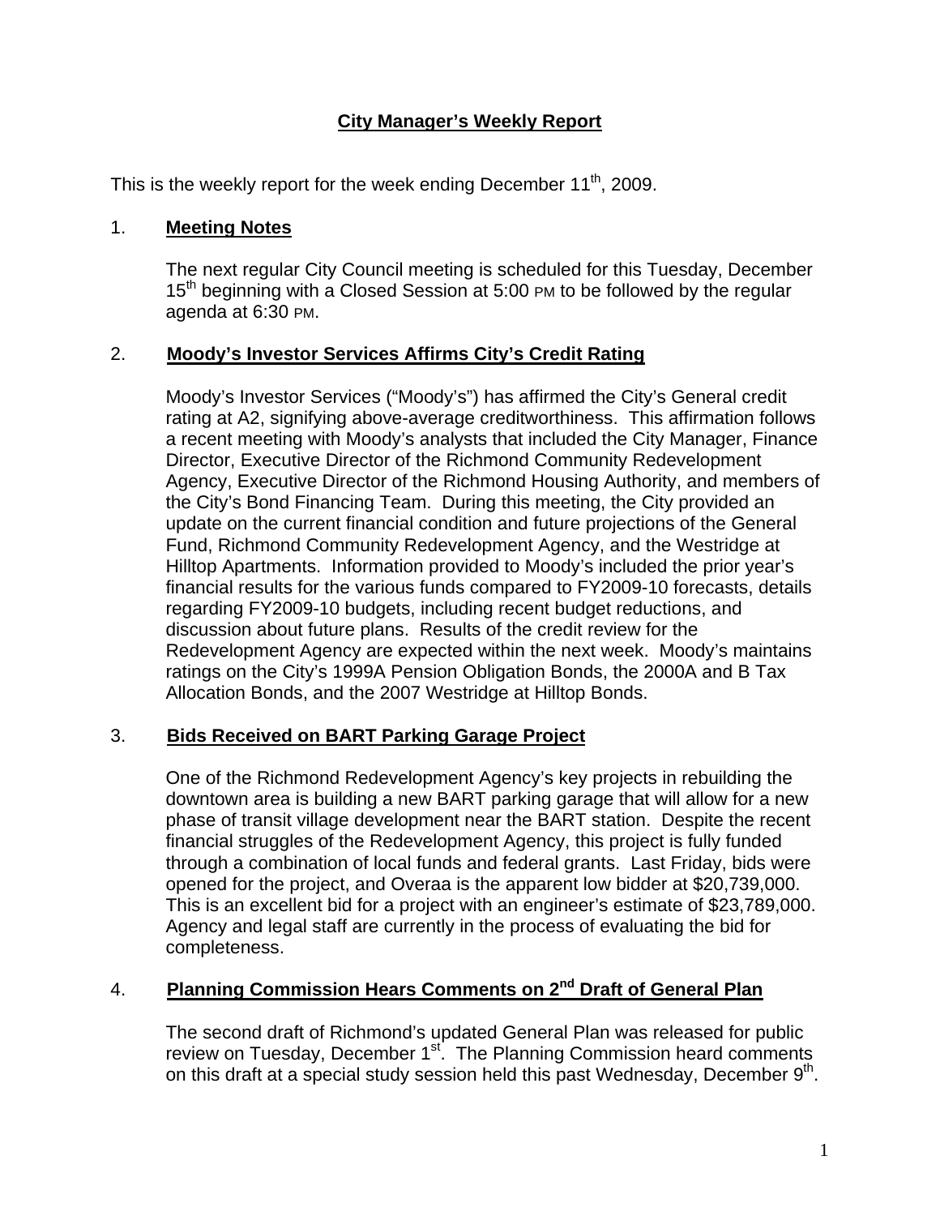# City Manager's Weekly Report

This is the weekly report for the week ending December 11th, 2009.

## 1. Meeting Notes

The next regular City Council meeting is scheduled for this Tuesday, December 15th beginning with a Closed Session at 5:00 PM to be followed by the regular agenda at 6:30 PM.

## 2. Moody's Investor Services Affirms City's Credit Rating

Moody's Investor Services ("Moody's") has affirmed the City's General credit rating at A2, signifying above-average creditworthiness. This affirmation follows a recent meeting with Moody's analysts that included the City Manager, Finance Director, Executive Director of the Richmond Community Redevelopment Agency, Executive Director of the Richmond Housing Authority, and members of the City's Bond Financing Team. During this meeting, the City provided an update on the current financial condition and future projections of the General Fund, Richmond Community Redevelopment Agency, and the Westridge at Hilltop Apartments. Information provided to Moody's included the prior year's financial results for the various funds compared to FY2009-10 forecasts, details regarding FY2009-10 budgets, including recent budget reductions, and discussion about future plans. Results of the credit review for the Redevelopment Agency are expected within the next week. Moody's maintains ratings on the City's 1999A Pension Obligation Bonds, the 2000A and B Tax Allocation Bonds, and the 2007 Westridge at Hilltop Bonds.

## 3. Bids Received on BART Parking Garage Project

One of the Richmond Redevelopment Agency's key projects in rebuilding the downtown area is building a new BART parking garage that will allow for a new phase of transit village development near the BART station. Despite the recent financial struggles of the Redevelopment Agency, this project is fully funded through a combination of local funds and federal grants. Last Friday, bids were opened for the project, and Overaa is the apparent low bidder at $20,739,000. This is an excellent bid for a project with an engineer's estimate of $23,789,000. Agency and legal staff are currently in the process of evaluating the bid for completeness.

## 4. Planning Commission Hears Comments on 2nd Draft of General Plan

The second draft of Richmond's updated General Plan was released for public review on Tuesday, December 1st. The Planning Commission heard comments on this draft at a special study session held this past Wednesday, December 9th.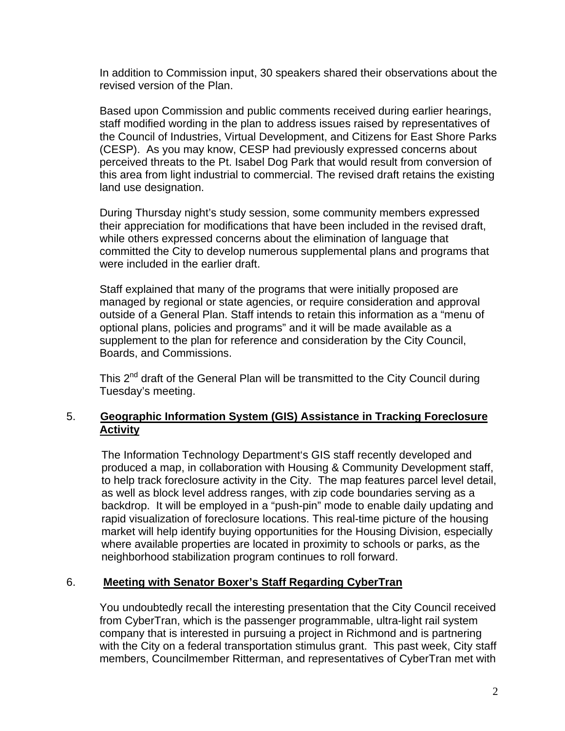In addition to Commission input, 30 speakers shared their observations about the revised version of the Plan.

Based upon Commission and public comments received during earlier hearings, staff modified wording in the plan to address issues raised by representatives of the Council of Industries, Virtual Development, and Citizens for East Shore Parks (CESP). As you may know, CESP had previously expressed concerns about perceived threats to the Pt. Isabel Dog Park that would result from conversion of this area from light industrial to commercial. The revised draft retains the existing land use designation.

During Thursday night's study session, some community members expressed their appreciation for modifications that have been included in the revised draft, while others expressed concerns about the elimination of language that committed the City to develop numerous supplemental plans and programs that were included in the earlier draft.

Staff explained that many of the programs that were initially proposed are managed by regional or state agencies, or require consideration and approval outside of a General Plan. Staff intends to retain this information as a "menu of optional plans, policies and programs" and it will be made available as a supplement to the plan for reference and consideration by the City Council, Boards, and Commissions.

This 2nd draft of the General Plan will be transmitted to the City Council during Tuesday's meeting.

5. **<u>Geographic Information System (GIS) Assistance in Tracking Foreclosure Activity</u>**

The Information Technology Department's GIS staff recently developed and produced a map, in collaboration with Housing & Community Development staff, to help track foreclosure activity in the City. The map features parcel level detail, as well as block level address ranges, with zip code boundaries serving as a backdrop. It will be employed in a "push-pin" mode to enable daily updating and rapid visualization of foreclosure locations. This real-time picture of the housing market will help identify buying opportunities for the Housing Division, especially where available properties are located in proximity to schools or parks, as the neighborhood stabilization program continues to roll forward.

6. **<u>Meeting with Senator Boxer's Staff Regarding CyberTran</u>**

You undoubtedly recall the interesting presentation that the City Council received from CyberTran, which is the passenger programmable, ultra-light rail system company that is interested in pursuing a project in Richmond and is partnering with the City on a federal transportation stimulus grant. This past week, City staff members, Councilmember Ritterman, and representatives of CyberTran met with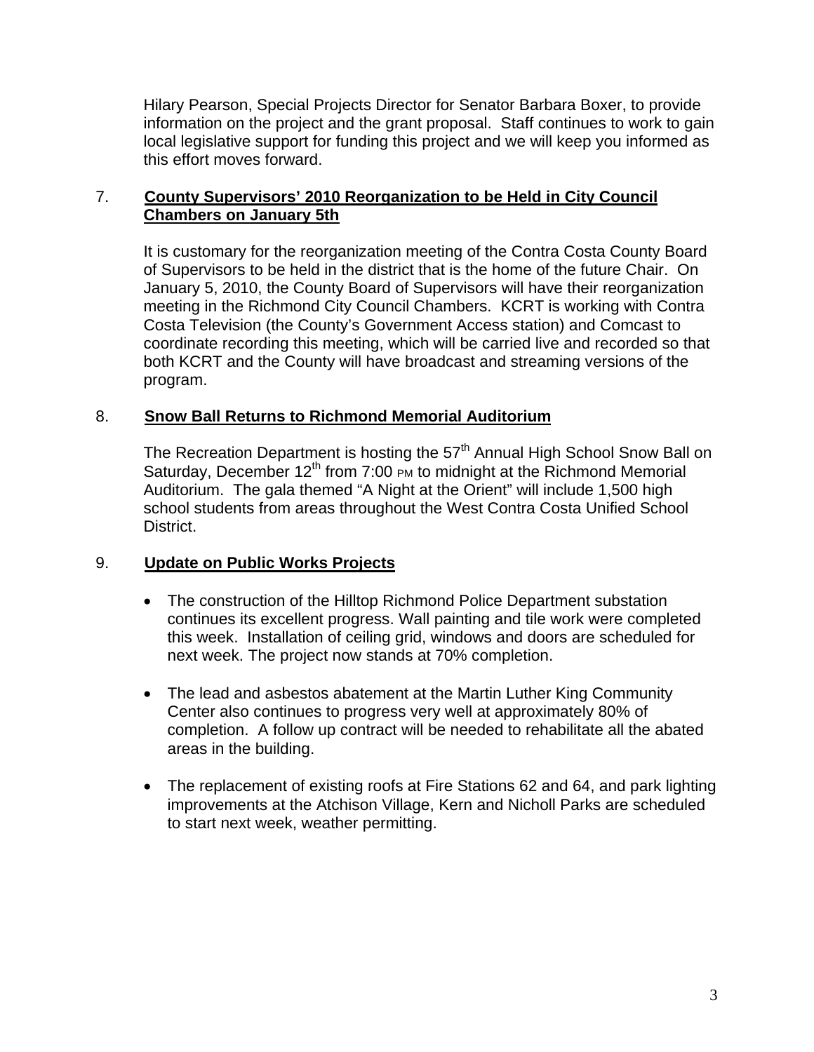Hilary Pearson, Special Projects Director for Senator Barbara Boxer, to provide information on the project and the grant proposal. Staff continues to work to gain local legislative support for funding this project and we will keep you informed as this effort moves forward.

7. **County Supervisors' 2010 Reorganization to be Held in City Council Chambers on January 5th**

It is customary for the reorganization meeting of the Contra Costa County Board of Supervisors to be held in the district that is the home of the future Chair. On January 5, 2010, the County Board of Supervisors will have their reorganization meeting in the Richmond City Council Chambers. KCRT is working with Contra Costa Television (the County's Government Access station) and Comcast to coordinate recording this meeting, which will be carried live and recorded so that both KCRT and the County will have broadcast and streaming versions of the program.

8. **Snow Ball Returns to Richmond Memorial Auditorium**

The Recreation Department is hosting the 57th Annual High School Snow Ball on Saturday, December 12th from 7:00 PM to midnight at the Richmond Memorial Auditorium. The gala themed "A Night at the Orient" will include 1,500 high school students from areas throughout the West Contra Costa Unified School District.

9. **Update on Public Works Projects**

- The construction of the Hilltop Richmond Police Department substation continues its excellent progress. Wall painting and tile work were completed this week. Installation of ceiling grid, windows and doors are scheduled for next week. The project now stands at 70% completion.

- The lead and asbestos abatement at the Martin Luther King Community Center also continues to progress very well at approximately 80% of completion. A follow up contract will be needed to rehabilitate all the abated areas in the building.

- The replacement of existing roofs at Fire Stations 62 and 64, and park lighting improvements at the Atchison Village, Kern and Nicholl Parks are scheduled to start next week, weather permitting.